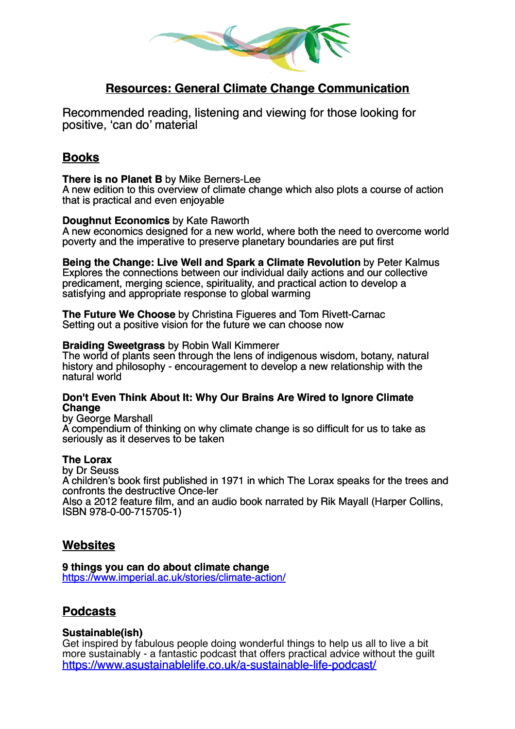# Resources: General Climate Change Communication

Recommended reading, listening and viewing for those looking for positive, 'can do' material

## Books

**There is no Planet B** by Mike Berners-Lee
A new edition to this overview of climate change which also plots a course of action that is practical and even enjoyable

**Doughnut Economics** by Kate Raworth
A new economics designed for a new world, where both the need to overcome world poverty and the imperative to preserve planetary boundaries are put first

**Being the Change: Live Well and Spark a Climate Revolution** by Peter Kalmus
Explores the connections between our individual daily actions and our collective predicament, merging science, spirituality, and practical action to develop a satisfying and appropriate response to global warming

**The Future We Choose** by Christina Figueres and Tom Rivett-Carnac
Setting out a positive vision for the future we can choose now

**Braiding Sweetgrass** by Robin Wall Kimmerer
The world of plants seen through the lens of indigenous wisdom, botany, natural history and philosophy - encouragement to develop a new relationship with the natural world

**Don't Even Think About It: Why Our Brains Are Wired to Ignore Climate Change**
by George Marshall
A compendium of thinking on why climate change is so difficult for us to take as seriously as it deserves to be taken

**The Lorax**
by Dr Seuss
A children's book first published in 1971 in which The Lorax speaks for the trees and confronts the destructive Once-ler
Also a 2012 feature film, and an audio book narrated by Rik Mayall (Harper Collins, ISBN 978-0-00-715705-1)

## Websites

**9 things you can do about climate change**
[https://www.imperial.ac.uk/stories/climate-action/](https://www.imperial.ac.uk/stories/climate-action/)

## Podcasts

**Sustainable(ish)**
Get inspired by fabulous people doing wonderful things to help us all to live a bit more sustainably - a fantastic podcast that offers practical advice without the guilt
[https://www.asustainablelife.co.uk/a-sustainable-life-podcast/](https://www.asustainablelife.co.uk/a-sustainable-life-podcast/)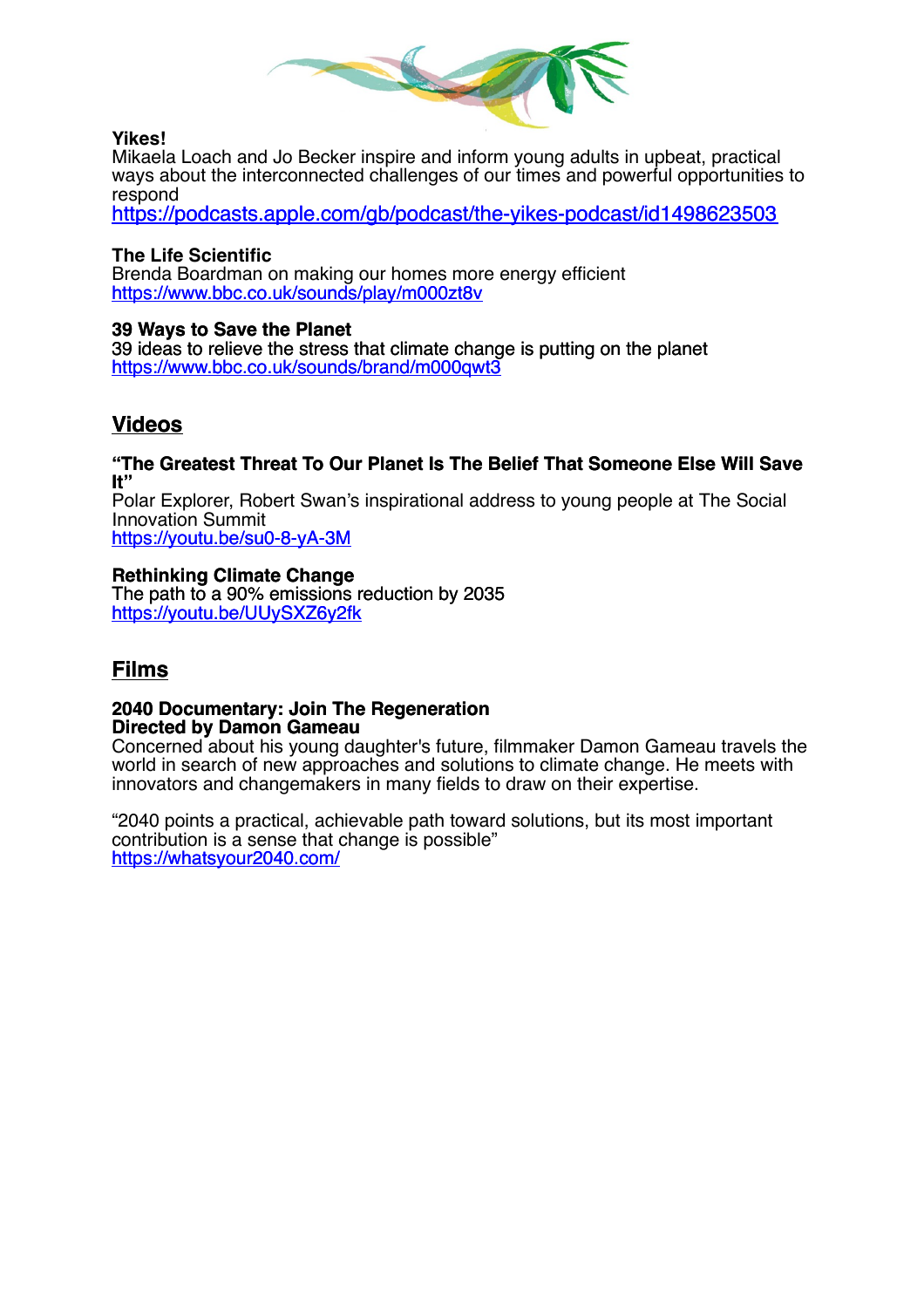**Yikes!**
Mikaela Loach and Jo Becker inspire and inform young adults in upbeat, practical ways about the interconnected challenges of our times and powerful opportunities to respond
https://podcasts.apple.com/gb/podcast/the-yikes-podcast/id1498623503

**The Life Scientific**
Brenda Boardman on making our homes more energy efficient
https://www.bbc.co.uk/sounds/play/m000zt8v

**39 Ways to Save the Planet**
39 ideas to relieve the stress that climate change is putting on the planet
https://www.bbc.co.uk/sounds/brand/m000qwt3

## Videos

**"The Greatest Threat To Our Planet Is The Belief That Someone Else Will Save It"**
Polar Explorer, Robert Swan's inspirational address to young people at The Social Innovation Summit
https://youtu.be/su0-8-yA-3M

**Rethinking Climate Change**
The path to a 90% emissions reduction by 2035
https://youtu.be/UUySXZ6y2fk

## Films

**2040 Documentary: Join The Regeneration**
**Directed by Damon Gameau**
Concerned about his young daughter's future, filmmaker Damon Gameau travels the world in search of new approaches and solutions to climate change. He meets with innovators and changemakers in many fields to draw on their expertise.

"2040 points a practical, achievable path toward solutions, but its most important contribution is a sense that change is possible"
https://whatsyour2040.com/